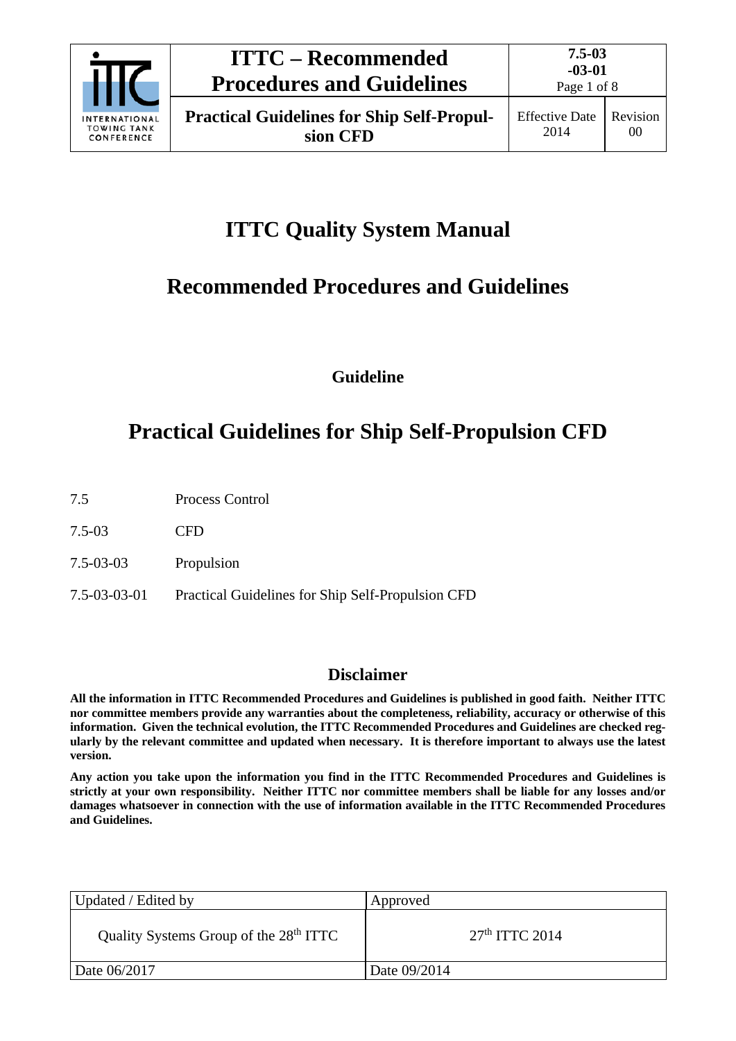# ITTC Quality System Manual

## Recommended Procedures and Guidelines

**Guideline**

# Practical Guidelines for Ship Self-Propulsion CFD

| | |
|---|---|
| 7.5 | Process Control |
| 7.5-03 | CFD |
| 7.5-03-03 | Propulsion |
| 7.5-03-03-01 | Practical Guidelines for Ship Self-Propulsion CFD |

## Disclaimer

**All the information in ITTC Recommended Procedures and Guidelines is published in good faith. Neither ITTC nor committee members provide any warranties about the completeness, reliability, accuracy or otherwise of this information. Given the technical evolution, the ITTC Recommended Procedures and Guidelines are checked regularly by the relevant committee and updated when necessary. It is therefore important to always use the latest version.**

**Any action you take upon the information you find in the ITTC Recommended Procedures and Guidelines is strictly at your own responsibility. Neither ITTC nor committee members shall be liable for any losses and/or damages whatsoever in connection with the use of information available in the ITTC Recommended Procedures and Guidelines.**

| Updated / Edited by | Approved |
|---|---|
| Quality Systems Group of the 28th ITTC | 27th ITTC 2014 |
| Date 06/2017 | Date 09/2014 |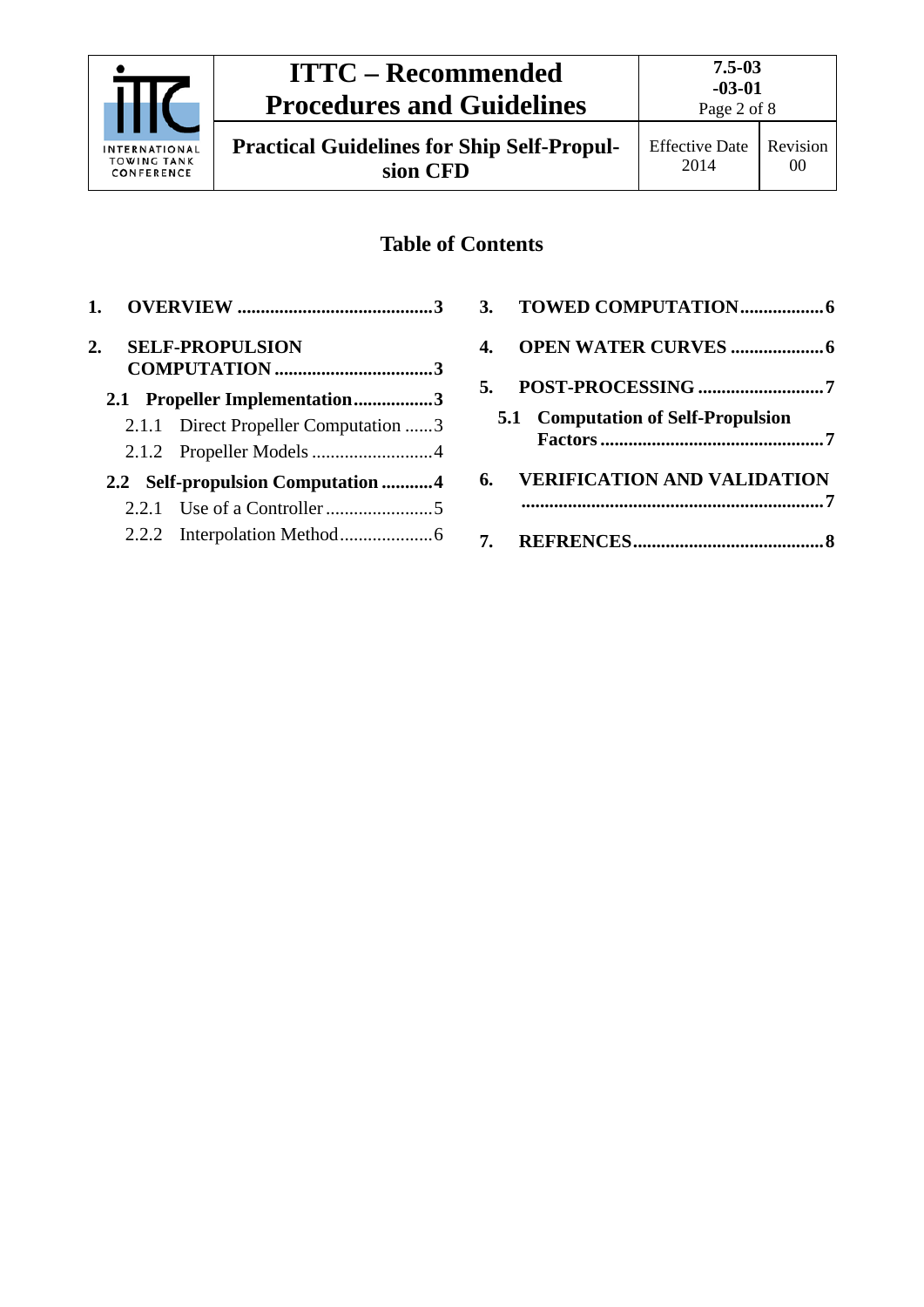## Table of Contents

1. **OVERVIEW .......................................... 3**
2. **SELF-PROPULSION COMPUTATION .................................. 3**
   - **2.1 Propeller Implementation ................. 3**
     - 2.1.1 Direct Propeller Computation ...... 3
     - 2.1.2 Propeller Models .......................... 4
   - **2.2 Self-propulsion Computation ........... 4**
     - 2.2.1 Use of a Controller ....................... 5
     - 2.2.2 Interpolation Method .................... 6
3. **TOWED COMPUTATION .................. 6**
4. **OPEN WATER CURVES .................... 6**
5. **POST-PROCESSING ........................... 7**
   - **5.1 Computation of Self-Propulsion Factors ................................................ 7**
6. **VERIFICATION AND VALIDATION ................................................................. 7**
7. **REFRENCES ......................................... 8**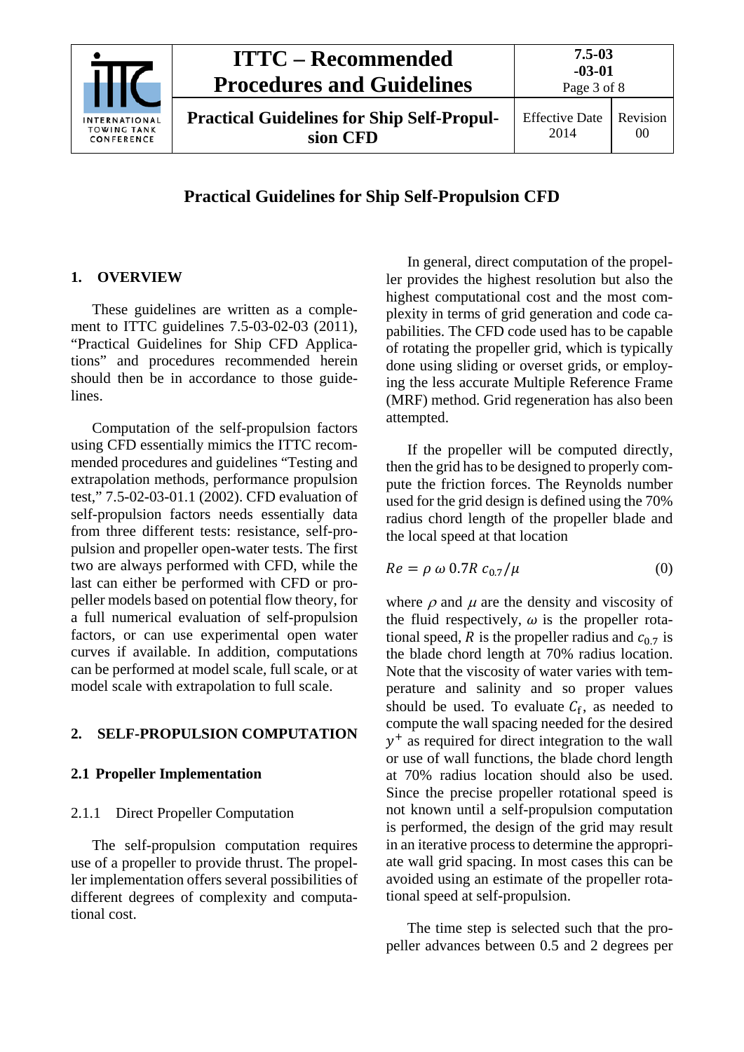# Practical Guidelines for Ship Self-Propulsion CFD

## 1. OVERVIEW

These guidelines are written as a complement to ITTC guidelines 7.5-03-02-03 (2011), "Practical Guidelines for Ship CFD Applications" and procedures recommended herein should then be in accordance to those guidelines.

Computation of the self-propulsion factors using CFD essentially mimics the ITTC recommended procedures and guidelines "Testing and extrapolation methods, performance propulsion test," 7.5-02-03-01.1 (2002). CFD evaluation of self-propulsion factors needs essentially data from three different tests: resistance, self-propulsion and propeller open-water tests. The first two are always performed with CFD, while the last can either be performed with CFD or propeller models based on potential flow theory, for a full numerical evaluation of self-propulsion factors, or can use experimental open water curves if available. In addition, computations can be performed at model scale, full scale, or at model scale with extrapolation to full scale.

## 2. SELF-PROPULSION COMPUTATION

### 2.1 Propeller Implementation

#### 2.1.1 Direct Propeller Computation

The self-propulsion computation requires use of a propeller to provide thrust. The propeller implementation offers several possibilities of different degrees of complexity and computational cost.

In general, direct computation of the propeller provides the highest resolution but also the highest computational cost and the most complexity in terms of grid generation and code capabilities. The CFD code used has to be capable of rotating the propeller grid, which is typically done using sliding or overset grids, or employing the less accurate Multiple Reference Frame (MRF) method. Grid regeneration has also been attempted.

If the propeller will be computed directly, then the grid has to be designed to properly compute the friction forces. The Reynolds number used for the grid design is defined using the 70% radius chord length of the propeller blade and the local speed at that location

$$Re = \rho \, \omega \, 0.7R \, c_{0.7} / \mu \qquad (0)$$

where $\rho$ and $\mu$ are the density and viscosity of the fluid respectively, $\omega$ is the propeller rotational speed, $R$ is the propeller radius and $c_{0.7}$ is the blade chord length at 70% radius location. Note that the viscosity of water varies with temperature and salinity and so proper values should be used. To evaluate $C_f$, as needed to compute the wall spacing needed for the desired $y^+$ as required for direct integration to the wall or use of wall functions, the blade chord length at 70% radius location should also be used. Since the precise propeller rotational speed is not known until a self-propulsion computation is performed, the design of the grid may result in an iterative process to determine the appropriate wall grid spacing. In most cases this can be avoided using an estimate of the propeller rotational speed at self-propulsion.

The time step is selected such that the propeller advances between 0.5 and 2 degrees per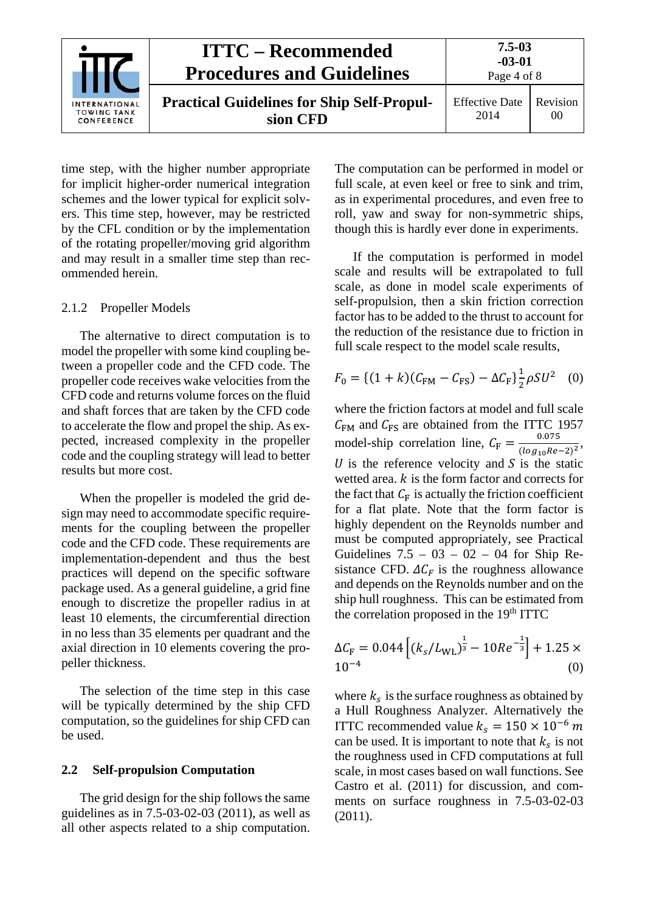time step, with the higher number appropriate for implicit higher-order numerical integration schemes and the lower typical for explicit solvers. This time step, however, may be restricted by the CFL condition or by the implementation of the rotating propeller/moving grid algorithm and may result in a smaller time step than recommended herein.

### 2.1.2 Propeller Models

The alternative to direct computation is to model the propeller with some kind coupling between a propeller code and the CFD code. The propeller code receives wake velocities from the CFD code and returns volume forces on the fluid and shaft forces that are taken by the CFD code to accelerate the flow and propel the ship. As expected, increased complexity in the propeller code and the coupling strategy will lead to better results but more cost.

When the propeller is modeled the grid design may need to accommodate specific requirements for the coupling between the propeller code and the CFD code. These requirements are implementation-dependent and thus the best practices will depend on the specific software package used. As a general guideline, a grid fine enough to discretize the propeller radius in at least 10 elements, the circumferential direction in no less than 35 elements per quadrant and the axial direction in 10 elements covering the propeller thickness.

The selection of the time step in this case will be typically determined by the ship CFD computation, so the guidelines for ship CFD can be used.

## 2.2 Self-propulsion Computation

The grid design for the ship follows the same guidelines as in 7.5-03-02-03 (2011), as well as all other aspects related to a ship computation. The computation can be performed in model or full scale, at even keel or free to sink and trim, as in experimental procedures, and even free to roll, yaw and sway for non-symmetric ships, though this is hardly ever done in experiments.

If the computation is performed in model scale and results will be extrapolated to full scale, as done in model scale experiments of self-propulsion, then a skin friction correction factor has to be added to the thrust to account for the reduction of the resistance due to friction in full scale respect to the model scale results,

$$F_0 = \{(1+k)(C_{\rm FM} - C_{\rm FS}) - \Delta C_{\rm F}\}\frac{1}{2}\rho S U^2 \quad (0)$$

where the friction factors at model and full scale $C_{\rm FM}$ and $C_{\rm FS}$ are obtained from the ITTC 1957 model-ship correlation line, $C_{\rm F} = \frac{0.075}{(log_{10}Re-2)^2}$, $U$ is the reference velocity and $S$ is the static wetted area. $k$ is the form factor and corrects for the fact that $C_{\rm F}$ is actually the friction coefficient for a flat plate. Note that the form factor is highly dependent on the Reynolds number and must be computed appropriately, see Practical Guidelines 7.5 – 03 – 02 – 04 for Ship Resistance CFD. $\Delta C_F$ is the roughness allowance and depends on the Reynolds number and on the ship hull roughness. This can be estimated from the correlation proposed in the 19th ITTC

$$\Delta C_{\rm F} = 0.044\left[(k_s/L_{\rm WL})^{\frac{1}{3}} - 10Re^{-\frac{1}{3}}\right] + 1.25 \times 10^{-4} \quad (0)$$

where $k_s$ is the surface roughness as obtained by a Hull Roughness Analyzer. Alternatively the ITTC recommended value $k_s = 150 \times 10^{-6}\, m$ can be used. It is important to note that $k_s$ is not the roughness used in CFD computations at full scale, in most cases based on wall functions. See Castro et al. (2011) for discussion, and comments on surface roughness in 7.5-03-02-03 (2011).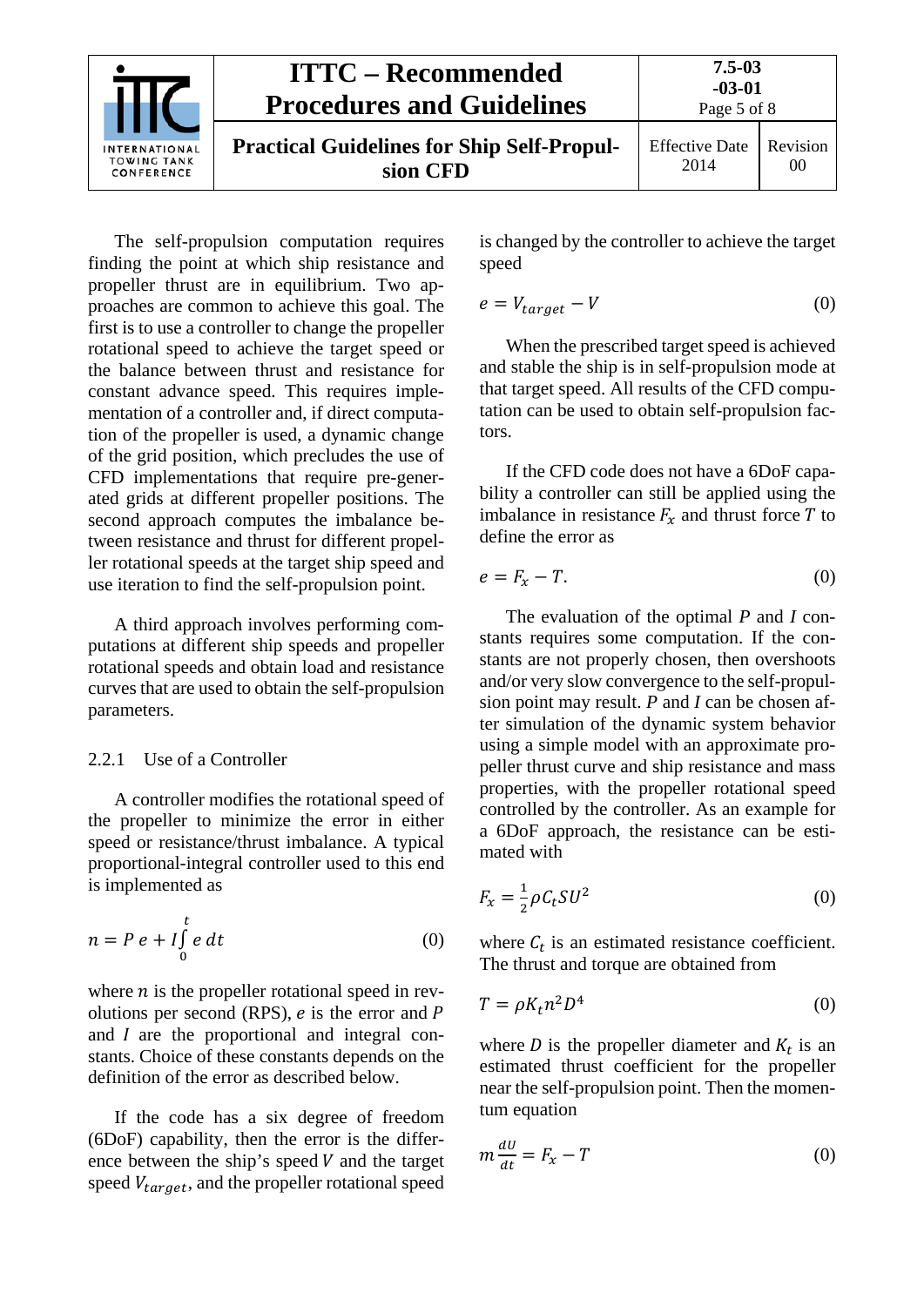The self-propulsion computation requires finding the point at which ship resistance and propeller thrust are in equilibrium. Two approaches are common to achieve this goal. The first is to use a controller to change the propeller rotational speed to achieve the target speed or the balance between thrust and resistance for constant advance speed. This requires implementation of a controller and, if direct computation of the propeller is used, a dynamic change of the grid position, which precludes the use of CFD implementations that require pre-generated grids at different propeller positions. The second approach computes the imbalance between resistance and thrust for different propeller rotational speeds at the target ship speed and use iteration to find the self-propulsion point.

A third approach involves performing computations at different ship speeds and propeller rotational speeds and obtain load and resistance curves that are used to obtain the self-propulsion parameters.

### 2.2.1 Use of a Controller

A controller modifies the rotational speed of the propeller to minimize the error in either speed or resistance/thrust imbalance. A typical proportional-integral controller used to this end is implemented as

$$n = P\,e + I\int_0^t e\,dt \qquad (0)$$

where $n$ is the propeller rotational speed in revolutions per second (RPS), $e$ is the error and $P$ and $I$ are the proportional and integral constants. Choice of these constants depends on the definition of the error as described below.

If the code has a six degree of freedom (6DoF) capability, then the error is the difference between the ship's speed $V$ and the target speed $V_{target}$, and the propeller rotational speed is changed by the controller to achieve the target speed

$$e = V_{target} - V \qquad (0)$$

When the prescribed target speed is achieved and stable the ship is in self-propulsion mode at that target speed. All results of the CFD computation can be used to obtain self-propulsion factors.

If the CFD code does not have a 6DoF capability a controller can still be applied using the imbalance in resistance $F_x$ and thrust force $T$ to define the error as

$$e = F_x - T. \qquad (0)$$

The evaluation of the optimal $P$ and $I$ constants requires some computation. If the constants are not properly chosen, then overshoots and/or very slow convergence to the self-propulsion point may result. $P$ and $I$ can be chosen after simulation of the dynamic system behavior using a simple model with an approximate propeller thrust curve and ship resistance and mass properties, with the propeller rotational speed controlled by the controller. As an example for a 6DoF approach, the resistance can be estimated with

$$F_x = \frac{1}{2}\rho C_t S U^2 \qquad (0)$$

where $C_t$ is an estimated resistance coefficient. The thrust and torque are obtained from

$$T = \rho K_t n^2 D^4 \qquad (0)$$

where $D$ is the propeller diameter and $K_t$ is an estimated thrust coefficient for the propeller near the self-propulsion point. Then the momentum equation

$$m\frac{dU}{dt} = F_x - T \qquad (0)$$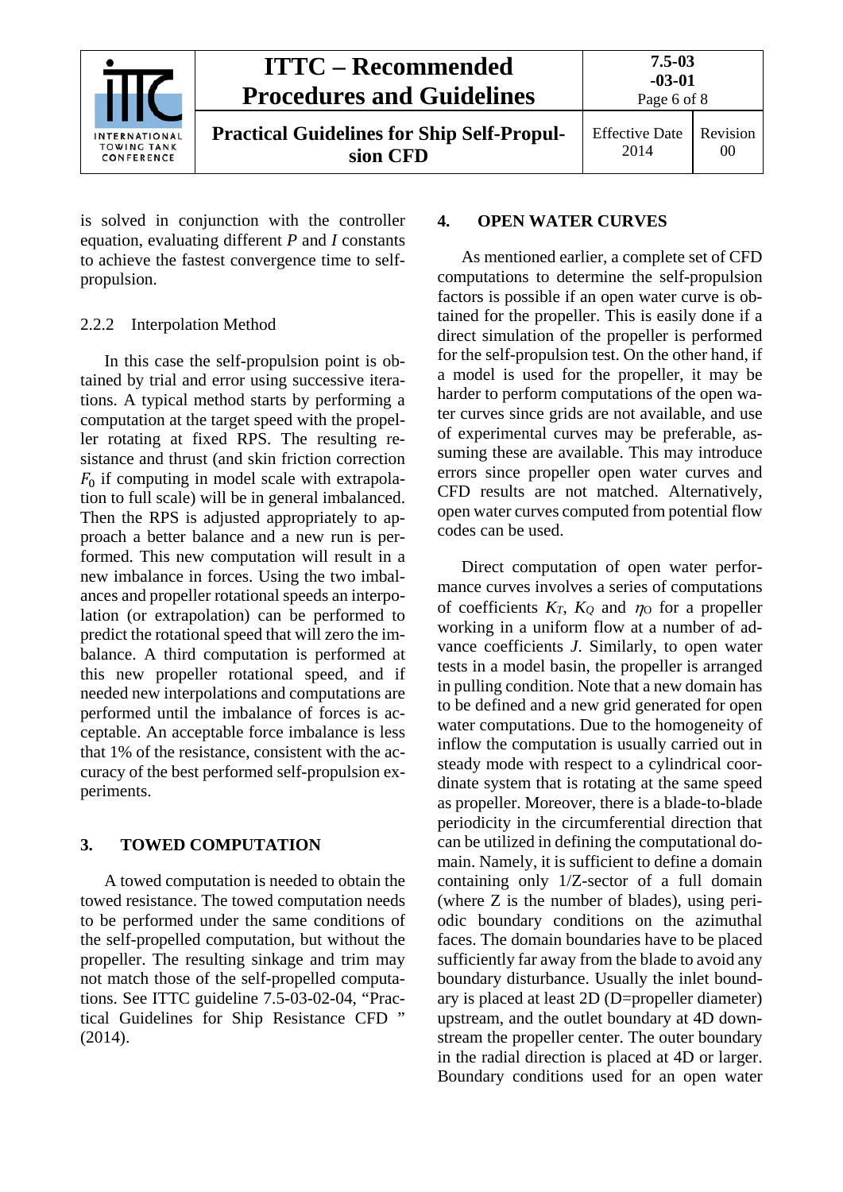is solved in conjunction with the controller equation, evaluating different $P$ and $I$ constants to achieve the fastest convergence time to self-propulsion.

### 2.2.2 Interpolation Method

In this case the self-propulsion point is obtained by trial and error using successive iterations. A typical method starts by performing a computation at the target speed with the propeller rotating at fixed RPS. The resulting resistance and thrust (and skin friction correction $F_0$ if computing in model scale with extrapolation to full scale) will be in general imbalanced. Then the RPS is adjusted appropriately to approach a better balance and a new run is performed. This new computation will result in a new imbalance in forces. Using the two imbalances and propeller rotational speeds an interpolation (or extrapolation) can be performed to predict the rotational speed that will zero the imbalance. A third computation is performed at this new propeller rotational speed, and if needed new interpolations and computations are performed until the imbalance of forces is acceptable. An acceptable force imbalance is less that 1% of the resistance, consistent with the accuracy of the best performed self-propulsion experiments.

## 3. TOWED COMPUTATION

A towed computation is needed to obtain the towed resistance. The towed computation needs to be performed under the same conditions of the self-propelled computation, but without the propeller. The resulting sinkage and trim may not match those of the self-propelled computations. See ITTC guideline 7.5-03-02-04, "Practical Guidelines for Ship Resistance CFD " (2014).

## 4. OPEN WATER CURVES

As mentioned earlier, a complete set of CFD computations to determine the self-propulsion factors is possible if an open water curve is obtained for the propeller. This is easily done if a direct simulation of the propeller is performed for the self-propulsion test. On the other hand, if a model is used for the propeller, it may be harder to perform computations of the open water curves since grids are not available, and use of experimental curves may be preferable, assuming these are available. This may introduce errors since propeller open water curves and CFD results are not matched. Alternatively, open water curves computed from potential flow codes can be used.

Direct computation of open water performance curves involves a series of computations of coefficients $K_T$, $K_Q$ and $\eta_O$ for a propeller working in a uniform flow at a number of advance coefficients $J$. Similarly, to open water tests in a model basin, the propeller is arranged in pulling condition. Note that a new domain has to be defined and a new grid generated for open water computations. Due to the homogeneity of inflow the computation is usually carried out in steady mode with respect to a cylindrical coordinate system that is rotating at the same speed as propeller. Moreover, there is a blade-to-blade periodicity in the circumferential direction that can be utilized in defining the computational domain. Namely, it is sufficient to define a domain containing only 1/Z-sector of a full domain (where Z is the number of blades), using periodic boundary conditions on the azimuthal faces. The domain boundaries have to be placed sufficiently far away from the blade to avoid any boundary disturbance. Usually the inlet boundary is placed at least 2D (D=propeller diameter) upstream, and the outlet boundary at 4D downstream the propeller center. The outer boundary in the radial direction is placed at 4D or larger. Boundary conditions used for an open water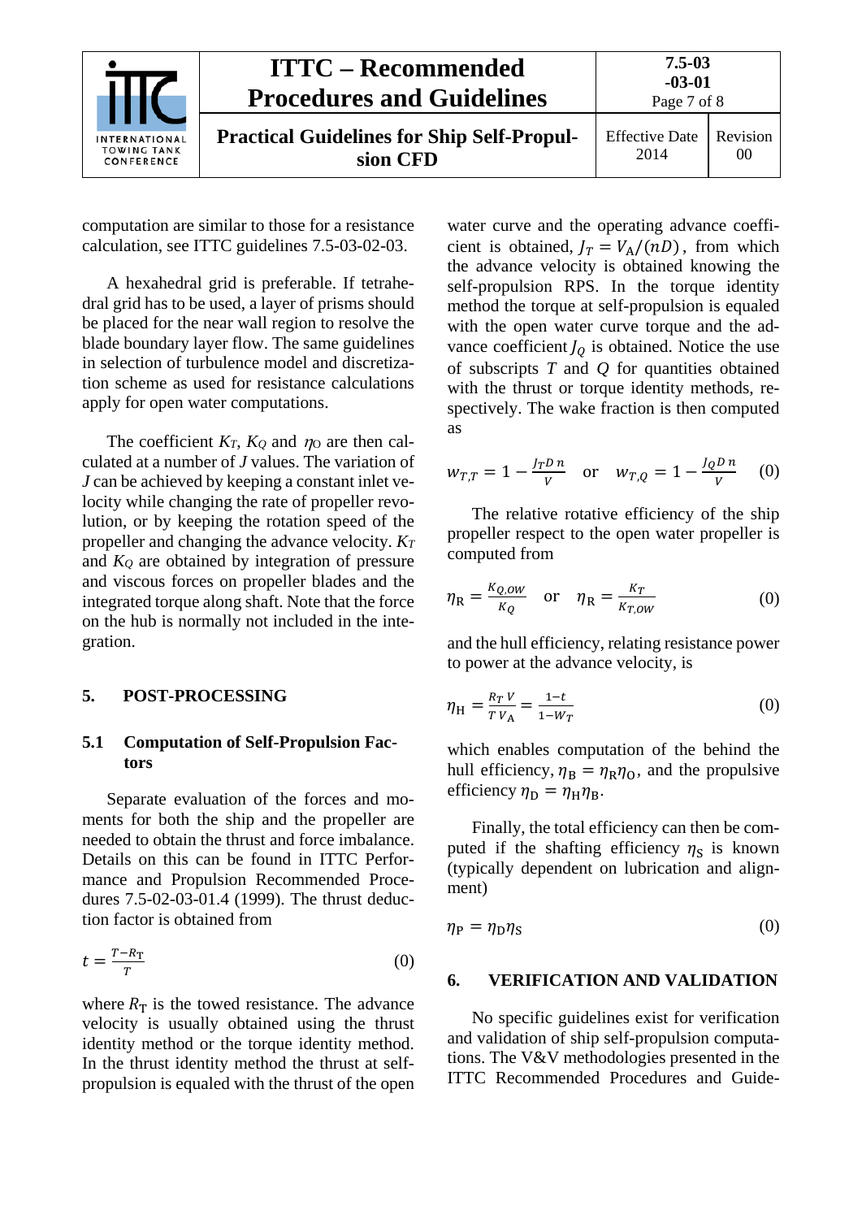computation are similar to those for a resistance calculation, see ITTC guidelines 7.5-03-02-03.

A hexahedral grid is preferable. If tetrahedral grid has to be used, a layer of prisms should be placed for the near wall region to resolve the blade boundary layer flow. The same guidelines in selection of turbulence model and discretization scheme as used for resistance calculations apply for open water computations.

The coefficient $K_T$, $K_Q$ and $\eta_O$ are then calculated at a number of $J$ values. The variation of $J$ can be achieved by keeping a constant inlet velocity while changing the rate of propeller revolution, or by keeping the rotation speed of the propeller and changing the advance velocity. $K_T$ and $K_Q$ are obtained by integration of pressure and viscous forces on propeller blades and the integrated torque along shaft. Note that the force on the hub is normally not included in the integration.

## 5. POST-PROCESSING

### 5.1 Computation of Self-Propulsion Factors

Separate evaluation of the forces and moments for both the ship and the propeller are needed to obtain the thrust and force imbalance. Details on this can be found in ITTC Performance and Propulsion Recommended Procedures 7.5-02-03-01.4 (1999). The thrust deduction factor is obtained from

$$t = \frac{T - R_\mathrm{T}}{T} \tag{0}$$

where $R_\mathrm{T}$ is the towed resistance. The advance velocity is usually obtained using the thrust identity method or the torque identity method. In the thrust identity method the thrust at self-propulsion is equaled with the thrust of the open water curve and the operating advance coefficient is obtained, $J_T = V_\mathrm{A}/(nD)$, from which the advance velocity is obtained knowing the self-propulsion RPS. In the torque identity method the torque at self-propulsion is equaled with the open water curve torque and the advance coefficient $J_Q$ is obtained. Notice the use of subscripts $T$ and $Q$ for quantities obtained with the thrust or torque identity methods, respectively. The wake fraction is then computed as

$$w_{T,T} = 1 - \frac{J_T D\, n}{V} \quad \text{or} \quad w_{T,Q} = 1 - \frac{J_Q D\, n}{V} \tag{0}$$

The relative rotative efficiency of the ship propeller respect to the open water propeller is computed from

$$\eta_\mathrm{R} = \frac{K_{Q,OW}}{K_Q} \quad \text{or} \quad \eta_\mathrm{R} = \frac{K_T}{K_{T,OW}} \tag{0}$$

and the hull efficiency, relating resistance power to power at the advance velocity, is

$$\eta_\mathrm{H} = \frac{R_T\, V}{T\, V_\mathrm{A}} = \frac{1-t}{1-W_T} \tag{0}$$

which enables computation of the behind the hull efficiency, $\eta_\mathrm{B} = \eta_\mathrm{R}\eta_\mathrm{O}$, and the propulsive efficiency $\eta_\mathrm{D} = \eta_\mathrm{H}\eta_\mathrm{B}$.

Finally, the total efficiency can then be computed if the shafting efficiency $\eta_\mathrm{S}$ is known (typically dependent on lubrication and alignment)

$$\eta_\mathrm{P} = \eta_\mathrm{D}\eta_\mathrm{S} \tag{0}$$

## 6. VERIFICATION AND VALIDATION

No specific guidelines exist for verification and validation of ship self-propulsion computations. The V&V methodologies presented in the ITTC Recommended Procedures and Guide-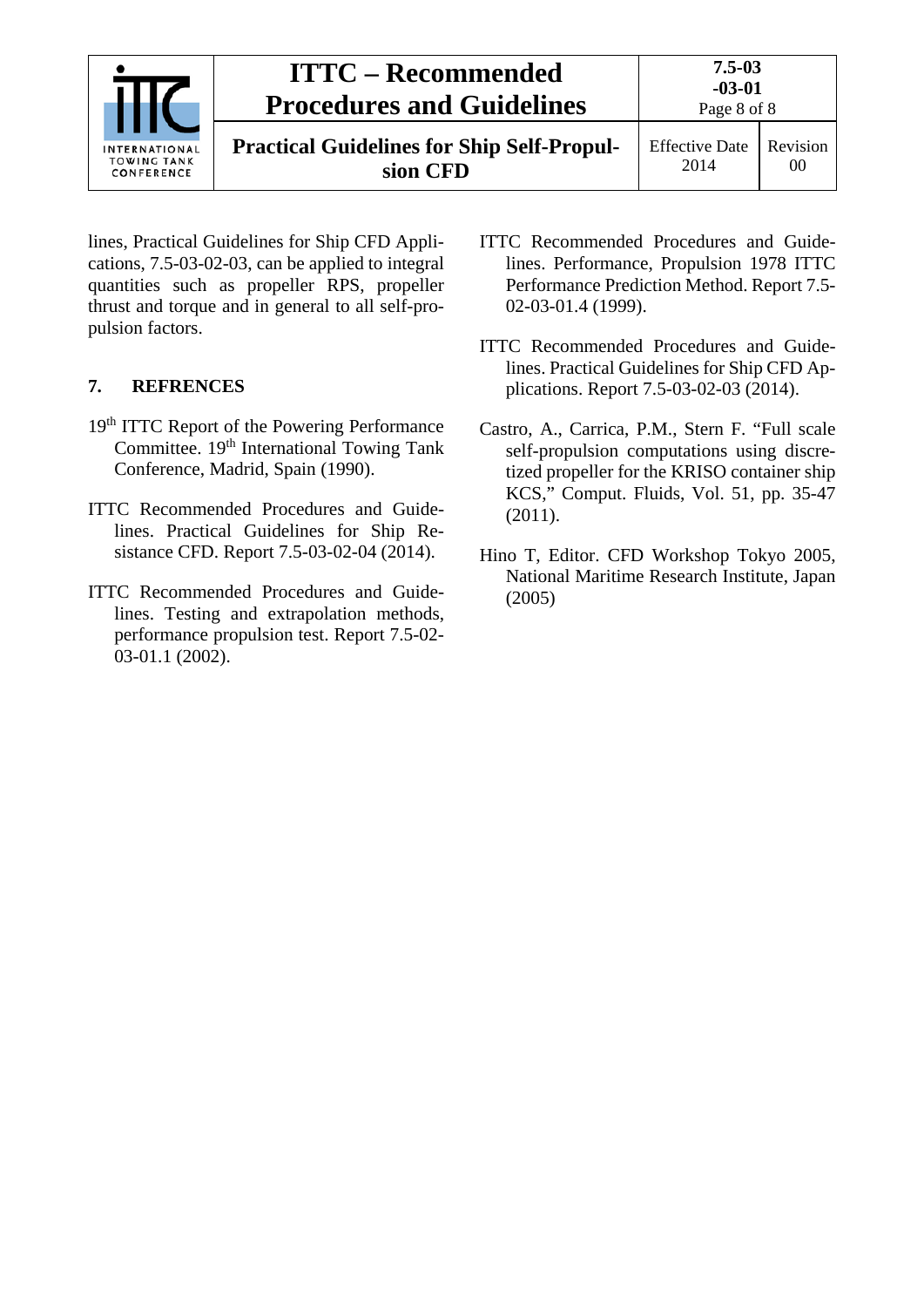lines, Practical Guidelines for Ship CFD Applications, 7.5-03-02-03, can be applied to integral quantities such as propeller RPS, propeller thrust and torque and in general to all self-propulsion factors.

## 7. REFRENCES

19th ITTC Report of the Powering Performance Committee. 19th International Towing Tank Conference, Madrid, Spain (1990).

ITTC Recommended Procedures and Guidelines. Practical Guidelines for Ship Resistance CFD. Report 7.5-03-02-04 (2014).

ITTC Recommended Procedures and Guidelines. Testing and extrapolation methods, performance propulsion test. Report 7.5-02-03-01.1 (2002).

ITTC Recommended Procedures and Guidelines. Performance, Propulsion 1978 ITTC Performance Prediction Method. Report 7.5-02-03-01.4 (1999).

ITTC Recommended Procedures and Guidelines. Practical Guidelines for Ship CFD Applications. Report 7.5-03-02-03 (2014).

Castro, A., Carrica, P.M., Stern F. "Full scale self-propulsion computations using discretized propeller for the KRISO container ship KCS," Comput. Fluids, Vol. 51, pp. 35-47 (2011).

Hino T, Editor. CFD Workshop Tokyo 2005, National Maritime Research Institute, Japan (2005)